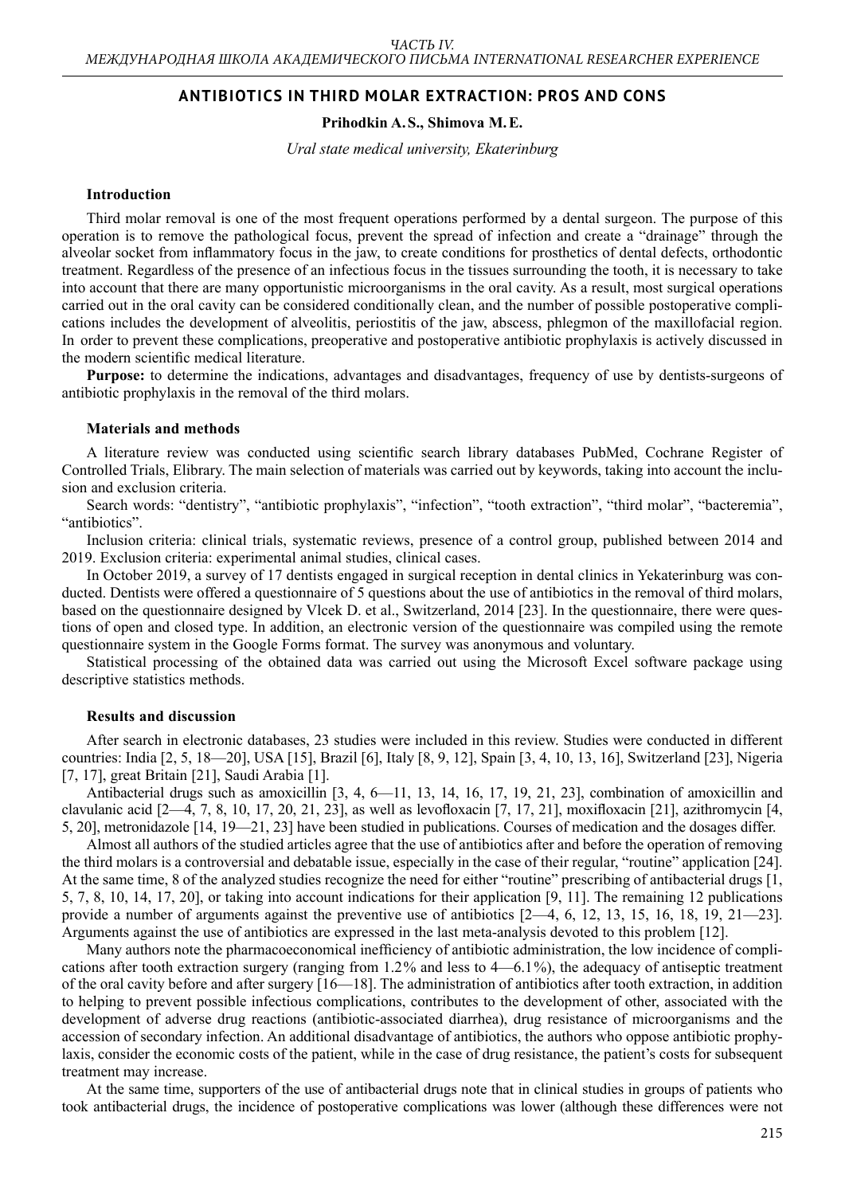## ANTIBIOTICS IN THIRD MOLAR EXTRACTION: PROS AND CONS

**Prihodkin A. S., Shimova M. E.**

*Ural state medical university, Ekaterinburg*

### Introduction

Third molar removal is one of the most frequent operations performed by a dental surgeon. The purpose of this operation is to remove the pathological focus, prevent the spread of infection and create a "drainage" through the alveolar socket from inflammatory focus in the jaw, to create conditions for prosthetics of dental defects, orthodontic treatment. Regardless of the presence of an infectious focus in the tissues surrounding the tooth, it is necessary to take into account that there are many opportunistic microorganisms in the oral cavity. As a result, most surgical operations carried out in the oral cavity can be considered conditionally clean, and the number of possible postoperative complications includes the development of alveolitis, periostitis of the jaw, abscess, phlegmon of the maxillofacial region. In order to prevent these complications, preoperative and postoperative antibiotic prophylaxis is actively discussed in the modern scientific medical literature.

**Purpose:** to determine the indications, advantages and disadvantages, frequency of use by dentists-surgeons of antibiotic prophylaxis in the removal of the third molars.

### Materials and methods

A literature review was conducted using scientific search library databases PubMed, Cochrane Register of Controlled Trials, Elibrary. The main selection of materials was carried out by keywords, taking into account the inclusion and exclusion criteria.

Search words: "dentistry", "antibiotic prophylaxis", "infection", "tooth extraction", "third molar", "bacteremia", "antibiotics".

Inclusion criteria: clinical trials, systematic reviews, presence of a control group, published between 2014 and 2019. Exclusion criteria: experimental animal studies, clinical cases.

In October 2019, a survey of 17 dentists engaged in surgical reception in dental clinics in Yekaterinburg was conducted. Dentists were offered a questionnaire of 5 questions about the use of antibiotics in the removal of third molars, based on the questionnaire designed by Vlcek D. et al., Switzerland, 2014 [23]. In the questionnaire, there were questions of open and closed type. In addition, an electronic version of the questionnaire was compiled using the remote questionnaire system in the Google Forms format. The survey was anonymous and voluntary.

Statistical processing of the obtained data was carried out using the Microsoft Excel software package using descriptive statistics methods.

### Results and discussion

After search in electronic databases, 23 studies were included in this review. Studies were conducted in different countries: India [2, 5, 18—20], USA [15], Brazil [6], Italy [8, 9, 12], Spain [3, 4, 10, 13, 16], Switzerland [23], Nigeria [7, 17], great Britain [21], Saudi Arabia [1].

Antibacterial drugs such as amoxicillin [3, 4, 6—11, 13, 14, 16, 17, 19, 21, 23], combination of amoxicillin and clavulanic acid [2—4, 7, 8, 10, 17, 20, 21, 23], as well as levofloxacin [7, 17, 21], moxifloxacin [21], azithromycin [4, 5, 20], metronidazole [14, 19—21, 23] have been studied in publications. Courses of medication and the dosages differ.

Almost all authors of the studied articles agree that the use of antibiotics after and before the operation of removing the third molars is a controversial and debatable issue, especially in the case of their regular, "routine" application [24]. At the same time, 8 of the analyzed studies recognize the need for either "routine" prescribing of antibacterial drugs [1, 5, 7, 8, 10, 14, 17, 20], or taking into account indications for their application [9, 11]. The remaining 12 publications provide a number of arguments against the preventive use of antibiotics [2—4, 6, 12, 13, 15, 16, 18, 19, 21—23]. Arguments against the use of antibiotics are expressed in the last meta-analysis devoted to this problem [12].

Many authors note the pharmacoeconomical inefficiency of antibiotic administration, the low incidence of complications after tooth extraction surgery (ranging from 1.2% and less to 4—6.1%), the adequacy of antiseptic treatment of the oral cavity before and after surgery [16—18]. The administration of antibiotics after tooth extraction, in addition to helping to prevent possible infectious complications, contributes to the development of other, associated with the development of adverse drug reactions (antibiotic-associated diarrhea), drug resistance of microorganisms and the accession of secondary infection. An additional disadvantage of antibiotics, the authors who oppose antibiotic prophylaxis, consider the economic costs of the patient, while in the case of drug resistance, the patient's costs for subsequent treatment may increase.

At the same time, supporters of the use of antibacterial drugs note that in clinical studies in groups of patients who took antibacterial drugs, the incidence of postoperative complications was lower (although these differences were not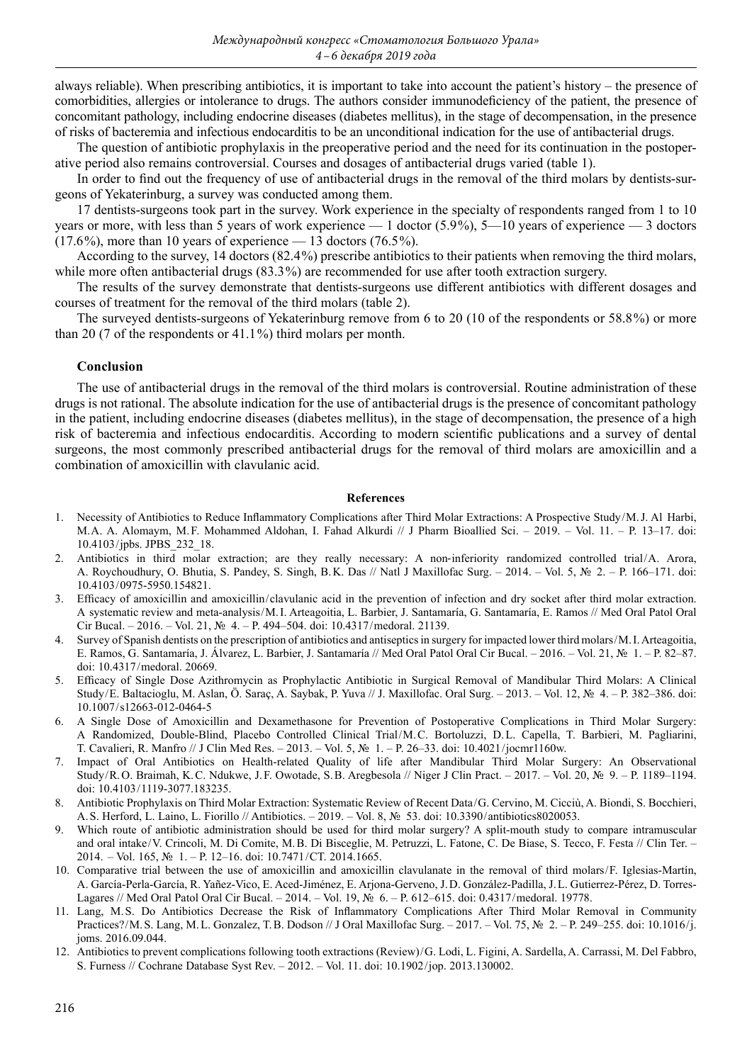always reliable). When prescribing antibiotics, it is important to take into account the patient's history – the presence of comorbidities, allergies or intolerance to drugs. The authors consider immunodeficiency of the patient, the presence of concomitant pathology, including endocrine diseases (diabetes mellitus), in the stage of decompensation, in the presence of risks of bacteremia and infectious endocarditis to be an unconditional indication for the use of antibacterial drugs.

The question of antibiotic prophylaxis in the preoperative period and the need for its continuation in the postoperative period also remains controversial. Courses and dosages of antibacterial drugs varied (table 1).

In order to find out the frequency of use of antibacterial drugs in the removal of the third molars by dentists-surgeons of Yekaterinburg, a survey was conducted among them.

17 dentists-surgeons took part in the survey. Work experience in the specialty of respondents ranged from 1 to 10 years or more, with less than 5 years of work experience — 1 doctor (5.9%), 5—10 years of experience — 3 doctors (17.6%), more than 10 years of experience — 13 doctors (76.5%).

According to the survey, 14 doctors (82.4%) prescribe antibiotics to their patients when removing the third molars, while more often antibacterial drugs (83.3%) are recommended for use after tooth extraction surgery.

The results of the survey demonstrate that dentists-surgeons use different antibiotics with different dosages and courses of treatment for the removal of the third molars (table 2).

The surveyed dentists-surgeons of Yekaterinburg remove from 6 to 20 (10 of the respondents or 58.8%) or more than 20 (7 of the respondents or 41.1%) third molars per month.

### Conclusion

The use of antibacterial drugs in the removal of the third molars is controversial. Routine administration of these drugs is not rational. The absolute indication for the use of antibacterial drugs is the presence of concomitant pathology in the patient, including endocrine diseases (diabetes mellitus), in the stage of decompensation, the presence of a high risk of bacteremia and infectious endocarditis. According to modern scientific publications and a survey of dental surgeons, the most commonly prescribed antibacterial drugs for the removal of third molars are amoxicillin and a combination of amoxicillin with clavulanic acid.

### References

1. Necessity of Antibiotics to Reduce Inflammatory Complications after Third Molar Extractions: A Prospective Study / M. J. Al Harbi, M.A. A. Alomaym, M.F. Mohammed Aldohan, I. Fahad Alkurdi // J Pharm Bioallied Sci. – 2019. – Vol. 11. – P. 13–17. doi: 10.4103/jpbs. JPBS_232_18.
2. Antibiotics in third molar extraction; are they really necessary: A non-inferiority randomized controlled trial / A. Arora, A. Roychoudhury, O. Bhutia, S. Pandey, S. Singh, B.K. Das // Natl J Maxillofac Surg. – 2014. – Vol. 5, № 2. – P. 166–171. doi: 10.4103/0975-5950.154821.
3. Efficacy of amoxicillin and amoxicillin/clavulanic acid in the prevention of infection and dry socket after third molar extraction. A systematic review and meta-analysis / M. I. Arteagoitia, L. Barbier, J. Santamaría, G. Santamaría, E. Ramos // Med Oral Patol Oral Cir Bucal. – 2016. – Vol. 21, № 4. – P. 494–504. doi: 10.4317/medoral. 21139.
4. Survey of Spanish dentists on the prescription of antibiotics and antiseptics in surgery for impacted lower third molars / M. I. Arteagoitia, E. Ramos, G. Santamaría, J. Álvarez, L. Barbier, J. Santamaría // Med Oral Patol Oral Cir Bucal. – 2016. – Vol. 21, № 1. – P. 82–87. doi: 10.4317/medoral. 20669.
5. Efficacy of Single Dose Azithromycin as Prophylactic Antibiotic in Surgical Removal of Mandibular Third Molars: A Clinical Study / E. Baltacioglu, M. Aslan, Ö. Saraç, A. Saybak, P. Yuva // J. Maxillofac. Oral Surg. – 2013. – Vol. 12, № 4. – P. 382–386. doi: 10.1007/s12663-012-0464-5
6. A Single Dose of Amoxicillin and Dexamethasone for Prevention of Postoperative Complications in Third Molar Surgery: A Randomized, Double-Blind, Placebo Controlled Clinical Trial / M.C. Bortoluzzi, D.L. Capella, T. Barbieri, M. Pagliarini, T. Cavalieri, R. Manfro // J Clin Med Res. – 2013. – Vol. 5, № 1. – P. 26–33. doi: 10.4021/jocmr1160w.
7. Impact of Oral Antibiotics on Health-related Quality of life after Mandibular Third Molar Surgery: An Observational Study / R. O. Braimah, K.C. Ndukwe, J.F. Owotade, S.B. Aregbesola // Niger J Clin Pract. – 2017. – Vol. 20, № 9. – P. 1189–1194. doi: 10.4103/1119-3077.183235.
8. Antibiotic Prophylaxis on Third Molar Extraction: Systematic Review of Recent Data / G. Cervino, M. Cicciù, A. Biondi, S. Bocchieri, A. S. Herford, L. Laino, L. Fiorillo // Antibiotics. – 2019. – Vol. 8, № 53. doi: 10.3390/antibiotics8020053.
9. Which route of antibiotic administration should be used for third molar surgery? A split-mouth study to compare intramuscular and oral intake / V. Crincoli, M. Di Comite, M.B. Di Bisceglie, M. Petruzzi, L. Fatone, C. De Biase, S. Tecco, F. Festa // Clin Ter. – 2014. – Vol. 165, № 1. – P. 12–16. doi: 10.7471/CT. 2014.1665.
10. Comparative trial between the use of amoxicillin and amoxicillin clavulanate in the removal of third molars / F. Iglesias-Martín, A. García-Perla-García, R. Yañez-Vico, E. Aced-Jiménez, E. Arjona-Gerveno, J.D. González-Padilla, J.L. Gutierrez-Pérez, D. Torres-Lagares // Med Oral Patol Oral Cir Bucal. – 2014. – Vol. 19, № 6. – P. 612–615. doi: 0.4317/medoral. 19778.
11. Lang, M.S. Do Antibiotics Decrease the Risk of Inflammatory Complications After Third Molar Removal in Community Practices? / M. S. Lang, M. L. Gonzalez, T. B. Dodson // J Oral Maxillofac Surg. – 2017. – Vol. 75, № 2. – P. 249–255. doi: 10.1016/j. joms. 2016.09.044.
12. Antibiotics to prevent complications following tooth extractions (Review) / G. Lodi, L. Figini, A. Sardella, A. Carrassi, M. Del Fabbro, S. Furness // Cochrane Database Syst Rev. – 2012. – Vol. 11. doi: 10.1902/jop. 2013.130002.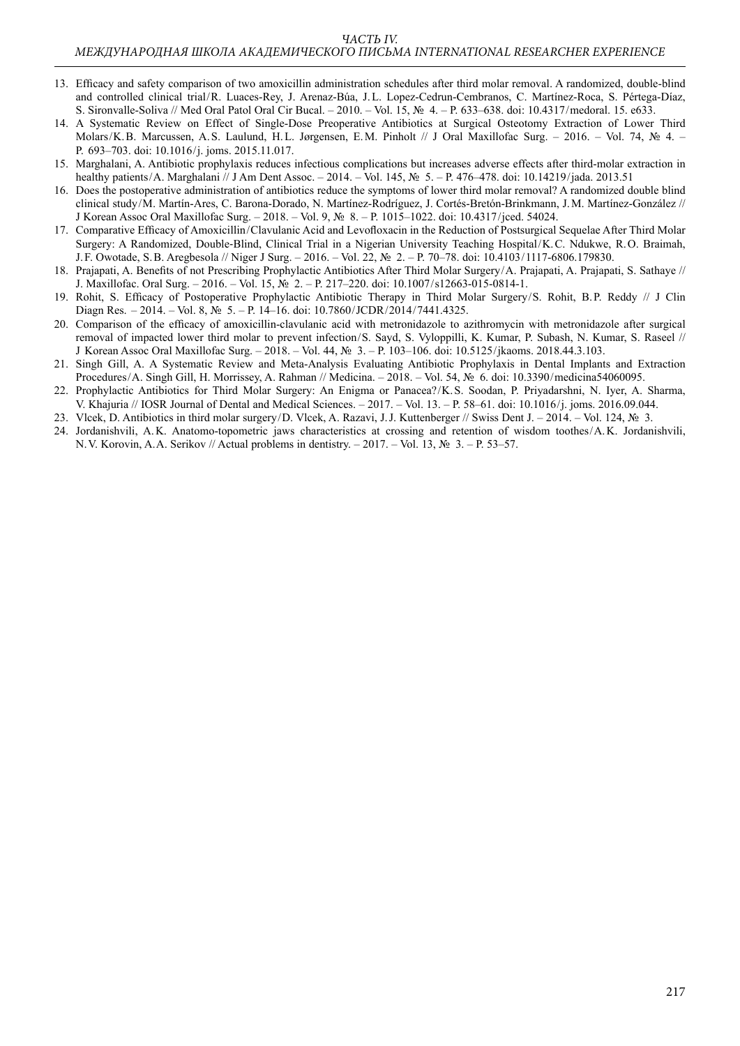13. Efficacy and safety comparison of two amoxicillin administration schedules after third molar removal. A randomized, double-blind and controlled clinical trial / R. Luaces-Rey, J. Arenaz-Búa, J.L. Lopez-Cedrun-Cembranos, C. Martínez-Roca, S. Pértega-Díaz, S. Sironvalle-Soliva // Med Oral Patol Oral Cir Bucal. – 2010. – Vol. 15, № 4. – P. 633–638. doi: 10.4317/medoral. 15. e633.
14. A Systematic Review on Effect of Single-Dose Preoperative Antibiotics at Surgical Osteotomy Extraction of Lower Third Molars / K.B. Marcussen, A.S. Laulund, H.L. Jørgensen, E.M. Pinholt // J Oral Maxillofac Surg. – 2016. – Vol. 74, № 4. – P. 693–703. doi: 10.1016/j. joms. 2015.11.017.
15. Marghalani, A. Antibiotic prophylaxis reduces infectious complications but increases adverse effects after third-molar extraction in healthy patients / A. Marghalani // J Am Dent Assoc. – 2014. – Vol. 145, № 5. – P. 476–478. doi: 10.14219/jada. 2013.51
16. Does the postoperative administration of antibiotics reduce the symptoms of lower third molar removal? A randomized double blind clinical study / M. Martín-Ares, C. Barona-Dorado, N. Martínez-Rodríguez, J. Cortés-Bretón-Brinkmann, J.M. Martínez-González // J Korean Assoc Oral Maxillofac Surg. – 2018. – Vol. 9, № 8. – P. 1015–1022. doi: 10.4317/jced. 54024.
17. Comparative Efficacy of Amoxicillin / Clavulanic Acid and Levofloxacin in the Reduction of Postsurgical Sequelae After Third Molar Surgery: A Randomized, Double-Blind, Clinical Trial in a Nigerian University Teaching Hospital / K.C. Ndukwe, R.O. Braimah, J.F. Owotade, S.B. Aregbesola // Niger J Surg. – 2016. – Vol. 22, № 2. – P. 70–78. doi: 10.4103/1117-6806.179830.
18. Prajapati, A. Benefits of not Prescribing Prophylactic Antibiotics After Third Molar Surgery / A. Prajapati, A. Prajapati, S. Sathaye // J. Maxillofac. Oral Surg. – 2016. – Vol. 15, № 2. – P. 217–220. doi: 10.1007/s12663-015-0814-1.
19. Rohit, S. Efficacy of Postoperative Prophylactic Antibiotic Therapy in Third Molar Surgery / S. Rohit, B.P. Reddy // J Clin Diagn Res. – 2014. – Vol. 8, № 5. – P. 14–16. doi: 10.7860/JCDR/2014/7441.4325.
20. Comparison of the efficacy of amoxicillin-clavulanic acid with metronidazole to azithromycin with metronidazole after surgical removal of impacted lower third molar to prevent infection / S. Sayd, S. Vyloppilli, K. Kumar, P. Subash, N. Kumar, S. Raseel // J Korean Assoc Oral Maxillofac Surg. – 2018. – Vol. 44, № 3. – P. 103–106. doi: 10.5125/jkaoms. 2018.44.3.103.
21. Singh Gill, A. A Systematic Review and Meta-Analysis Evaluating Antibiotic Prophylaxis in Dental Implants and Extraction Procedures / A. Singh Gill, H. Morrissey, A. Rahman // Medicina. – 2018. – Vol. 54, № 6. doi: 10.3390/medicina54060095.
22. Prophylactic Antibiotics for Third Molar Surgery: An Enigma or Panacea? / K.S. Soodan, P. Priyadarshni, N. Iyer, A. Sharma, V. Khajuria // IOSR Journal of Dental and Medical Sciences. – 2017. – Vol. 13. – P. 58–61. doi: 10.1016/j. joms. 2016.09.044.
23. Vlcek, D. Antibiotics in third molar surgery / D. Vlcek, A. Razavi, J.J. Kuttenberger // Swiss Dent J. – 2014. – Vol. 124, № 3.
24. Jordanishvili, A.K. Anatomo-topometric jaws characteristics at crossing and retention of wisdom toothes / A.K. Jordanishvili, N.V. Korovin, A.A. Serikov // Actual problems in dentistry. – 2017. – Vol. 13, № 3. – P. 53–57.